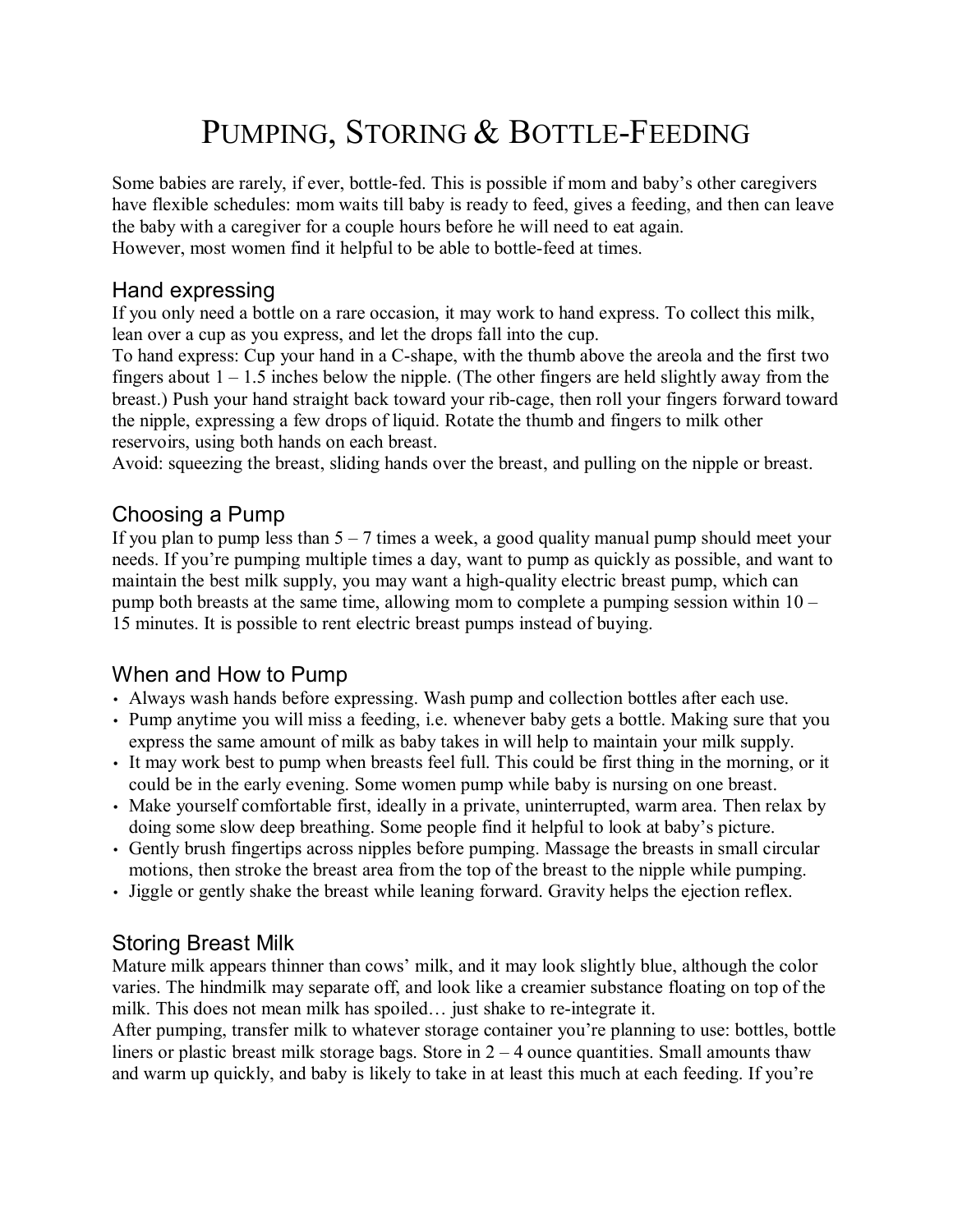# PUMPING, STORING & BOTTLE-FEEDING

Some babies are rarely, if ever, bottle-fed. This is possible if mom and baby's other caregivers have flexible schedules: mom waits till baby is ready to feed, gives a feeding, and then can leave the baby with a caregiver for a couple hours before he will need to eat again.
However, most women find it helpful to be able to bottle-feed at times.

## Hand expressing

If you only need a bottle on a rare occasion, it may work to hand express. To collect this milk, lean over a cup as you express, and let the drops fall into the cup.
To hand express: Cup your hand in a C-shape, with the thumb above the areola and the first two fingers about 1 – 1.5 inches below the nipple. (The other fingers are held slightly away from the breast.) Push your hand straight back toward your rib-cage, then roll your fingers forward toward the nipple, expressing a few drops of liquid. Rotate the thumb and fingers to milk other reservoirs, using both hands on each breast.
Avoid: squeezing the breast, sliding hands over the breast, and pulling on the nipple or breast.

## Choosing a Pump

If you plan to pump less than 5 – 7 times a week, a good quality manual pump should meet your needs. If you're pumping multiple times a day, want to pump as quickly as possible, and want to maintain the best milk supply, you may want a high-quality electric breast pump, which can pump both breasts at the same time, allowing mom to complete a pumping session within 10 – 15 minutes. It is possible to rent electric breast pumps instead of buying.

## When and How to Pump

- Always wash hands before expressing. Wash pump and collection bottles after each use.
- Pump anytime you will miss a feeding, i.e. whenever baby gets a bottle. Making sure that you express the same amount of milk as baby takes in will help to maintain your milk supply.
- It may work best to pump when breasts feel full. This could be first thing in the morning, or it could be in the early evening. Some women pump while baby is nursing on one breast.
- Make yourself comfortable first, ideally in a private, uninterrupted, warm area. Then relax by doing some slow deep breathing. Some people find it helpful to look at baby's picture.
- Gently brush fingertips across nipples before pumping. Massage the breasts in small circular motions, then stroke the breast area from the top of the breast to the nipple while pumping.
- Jiggle or gently shake the breast while leaning forward. Gravity helps the ejection reflex.

## Storing Breast Milk

Mature milk appears thinner than cows' milk, and it may look slightly blue, although the color varies. The hindmilk may separate off, and look like a creamier substance floating on top of the milk. This does not mean milk has spoiled… just shake to re-integrate it.
After pumping, transfer milk to whatever storage container you're planning to use: bottles, bottle liners or plastic breast milk storage bags. Store in 2 – 4 ounce quantities. Small amounts thaw and warm up quickly, and baby is likely to take in at least this much at each feeding. If you're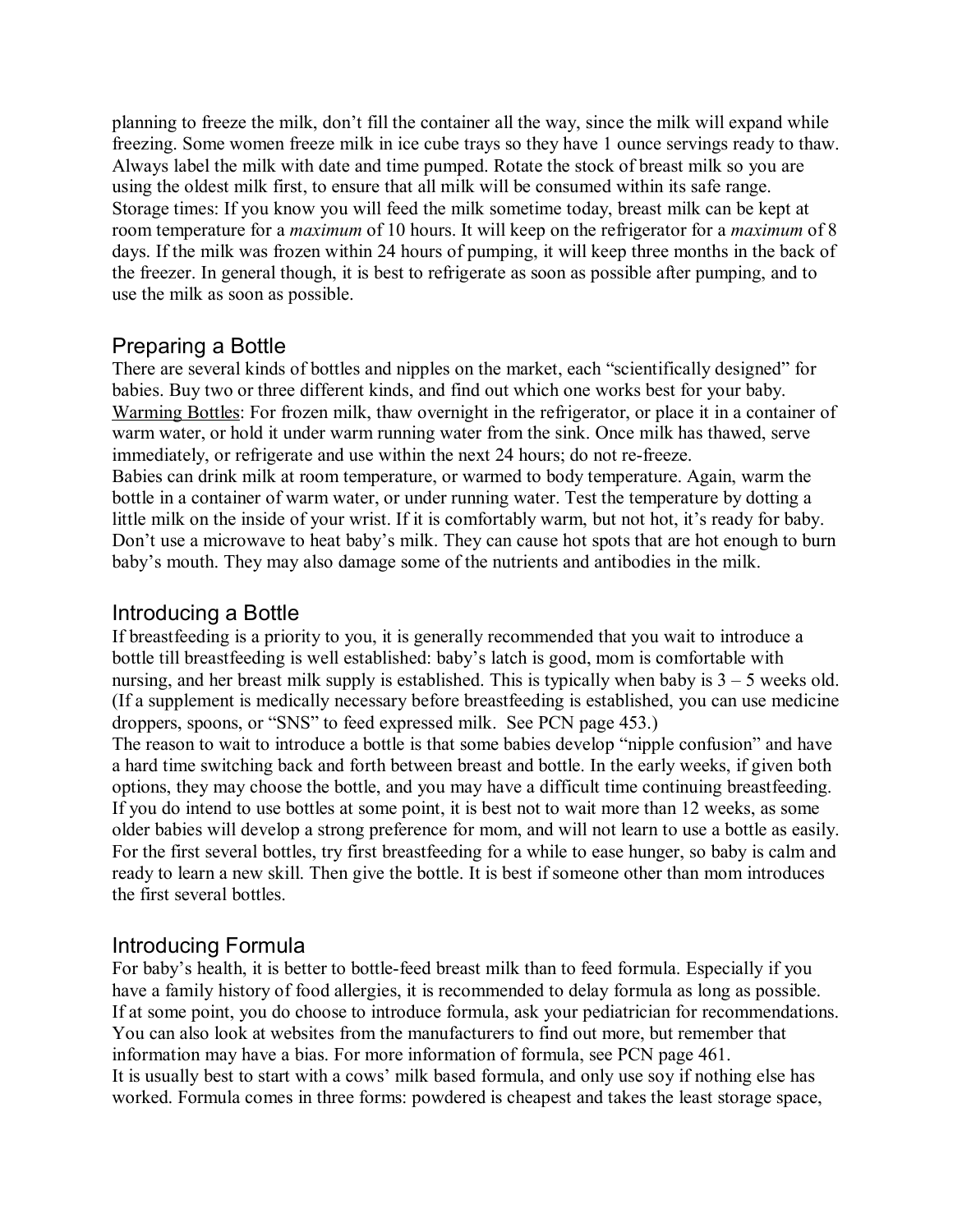planning to freeze the milk, don't fill the container all the way, since the milk will expand while freezing. Some women freeze milk in ice cube trays so they have 1 ounce servings ready to thaw. Always label the milk with date and time pumped. Rotate the stock of breast milk so you are using the oldest milk first, to ensure that all milk will be consumed within its safe range.
Storage times: If you know you will feed the milk sometime today, breast milk can be kept at room temperature for a *maximum* of 10 hours. It will keep on the refrigerator for a *maximum* of 8 days. If the milk was frozen within 24 hours of pumping, it will keep three months in the back of the freezer. In general though, it is best to refrigerate as soon as possible after pumping, and to use the milk as soon as possible.

## Preparing a Bottle

There are several kinds of bottles and nipples on the market, each "scientifically designed" for babies. Buy two or three different kinds, and find out which one works best for your baby.
Warming Bottles: For frozen milk, thaw overnight in the refrigerator, or place it in a container of warm water, or hold it under warm running water from the sink. Once milk has thawed, serve immediately, or refrigerate and use within the next 24 hours; do not re-freeze.
Babies can drink milk at room temperature, or warmed to body temperature. Again, warm the bottle in a container of warm water, or under running water. Test the temperature by dotting a little milk on the inside of your wrist. If it is comfortably warm, but not hot, it's ready for baby. Don't use a microwave to heat baby's milk. They can cause hot spots that are hot enough to burn baby's mouth. They may also damage some of the nutrients and antibodies in the milk.

## Introducing a Bottle

If breastfeeding is a priority to you, it is generally recommended that you wait to introduce a bottle till breastfeeding is well established: baby's latch is good, mom is comfortable with nursing, and her breast milk supply is established. This is typically when baby is 3 – 5 weeks old. (If a supplement is medically necessary before breastfeeding is established, you can use medicine droppers, spoons, or "SNS" to feed expressed milk. See PCN page 453.)
The reason to wait to introduce a bottle is that some babies develop "nipple confusion" and have a hard time switching back and forth between breast and bottle. In the early weeks, if given both options, they may choose the bottle, and you may have a difficult time continuing breastfeeding. If you do intend to use bottles at some point, it is best not to wait more than 12 weeks, as some older babies will develop a strong preference for mom, and will not learn to use a bottle as easily. For the first several bottles, try first breastfeeding for a while to ease hunger, so baby is calm and ready to learn a new skill. Then give the bottle. It is best if someone other than mom introduces the first several bottles.

## Introducing Formula

For baby's health, it is better to bottle-feed breast milk than to feed formula. Especially if you have a family history of food allergies, it is recommended to delay formula as long as possible. If at some point, you do choose to introduce formula, ask your pediatrician for recommendations. You can also look at websites from the manufacturers to find out more, but remember that information may have a bias. For more information of formula, see PCN page 461.
It is usually best to start with a cows' milk based formula, and only use soy if nothing else has worked. Formula comes in three forms: powdered is cheapest and takes the least storage space,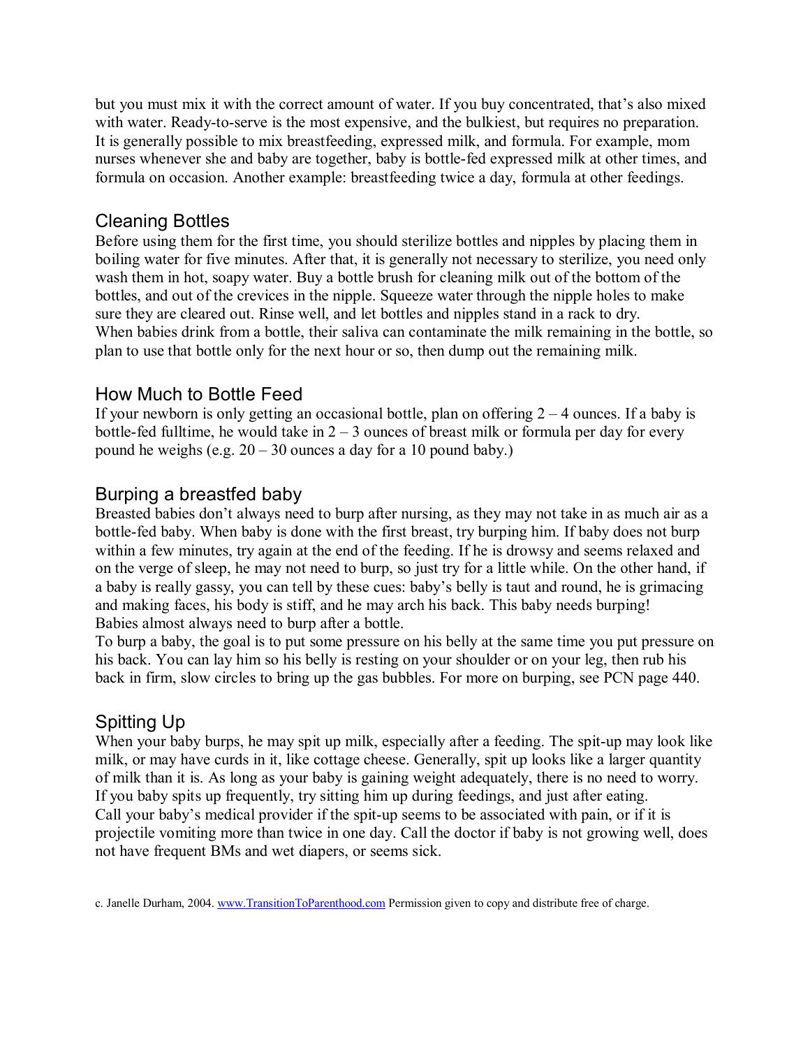but you must mix it with the correct amount of water. If you buy concentrated, that's also mixed with water. Ready-to-serve is the most expensive, and the bulkiest, but requires no preparation. It is generally possible to mix breastfeeding, expressed milk, and formula. For example, mom nurses whenever she and baby are together, baby is bottle-fed expressed milk at other times, and formula on occasion. Another example: breastfeeding twice a day, formula at other feedings.

## Cleaning Bottles

Before using them for the first time, you should sterilize bottles and nipples by placing them in boiling water for five minutes. After that, it is generally not necessary to sterilize, you need only wash them in hot, soapy water. Buy a bottle brush for cleaning milk out of the bottom of the bottles, and out of the crevices in the nipple. Squeeze water through the nipple holes to make sure they are cleared out. Rinse well, and let bottles and nipples stand in a rack to dry.
When babies drink from a bottle, their saliva can contaminate the milk remaining in the bottle, so plan to use that bottle only for the next hour or so, then dump out the remaining milk.

## How Much to Bottle Feed

If your newborn is only getting an occasional bottle, plan on offering 2 – 4 ounces. If a baby is bottle-fed fulltime, he would take in 2 – 3 ounces of breast milk or formula per day for every pound he weighs (e.g. 20 – 30 ounces a day for a 10 pound baby.)

## Burping a breastfed baby

Breasted babies don't always need to burp after nursing, as they may not take in as much air as a bottle-fed baby. When baby is done with the first breast, try burping him. If baby does not burp within a few minutes, try again at the end of the feeding. If he is drowsy and seems relaxed and on the verge of sleep, he may not need to burp, so just try for a little while. On the other hand, if a baby is really gassy, you can tell by these cues: baby's belly is taut and round, he is grimacing and making faces, his body is stiff, and he may arch his back. This baby needs burping!
Babies almost always need to burp after a bottle.
To burp a baby, the goal is to put some pressure on his belly at the same time you put pressure on his back. You can lay him so his belly is resting on your shoulder or on your leg, then rub his back in firm, slow circles to bring up the gas bubbles. For more on burping, see PCN page 440.

## Spitting Up

When your baby burps, he may spit up milk, especially after a feeding. The spit-up may look like milk, or may have curds in it, like cottage cheese. Generally, spit up looks like a larger quantity of milk than it is. As long as your baby is gaining weight adequately, there is no need to worry.
If you baby spits up frequently, try sitting him up during feedings, and just after eating.
Call your baby's medical provider if the spit-up seems to be associated with pain, or if it is projectile vomiting more than twice in one day. Call the doctor if baby is not growing well, does not have frequent BMs and wet diapers, or seems sick.

c. Janelle Durham, 2004. www.TransitionToParenthood.com Permission given to copy and distribute free of charge.